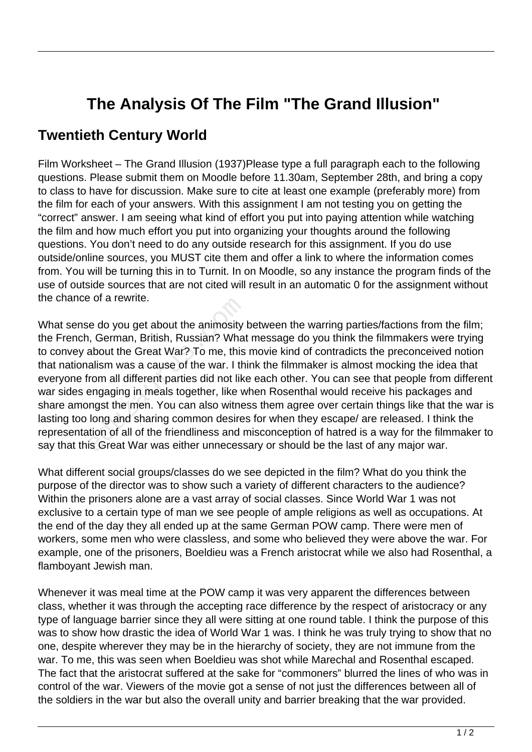# The Analysis Of The Film "The Grand Illusion"

## Twentieth Century World

Film Worksheet – The Grand Illusion (1937)Please type a full paragraph each to the following questions. Please submit them on Moodle before 11.30am, September 28th, and bring a copy to class to have for discussion. Make sure to cite at least one example (preferably more) from the film for each of your answers. With this assignment I am not testing you on getting the "correct" answer. I am seeing what kind of effort you put into paying attention while watching the film and how much effort you put into organizing your thoughts around the following questions. You don't need to do any outside research for this assignment. If you do use outside/online sources, you MUST cite them and offer a link to where the information comes from. You will be turning this in to Turnit. In on Moodle, so any instance the program finds of the use of outside sources that are not cited will result in an automatic 0 for the assignment without the chance of a rewrite.

What sense do you get about the animosity between the warring parties/factions from the film; the French, German, British, Russian? What message do you think the filmmakers were trying to convey about the Great War? To me, this movie kind of contradicts the preconceived notion that nationalism was a cause of the war. I think the filmmaker is almost mocking the idea that everyone from all different parties did not like each other. You can see that people from different war sides engaging in meals together, like when Rosenthal would receive his packages and share amongst the men. You can also witness them agree over certain things like that the war is lasting too long and sharing common desires for when they escape/ are released. I think the representation of all of the friendliness and misconception of hatred is a way for the filmmaker to say that this Great War was either unnecessary or should be the last of any major war.

What different social groups/classes do we see depicted in the film? What do you think the purpose of the director was to show such a variety of different characters to the audience? Within the prisoners alone are a vast array of social classes. Since World War 1 was not exclusive to a certain type of man we see people of ample religions as well as occupations. At the end of the day they all ended up at the same German POW camp. There were men of workers, some men who were classless, and some who believed they were above the war. For example, one of the prisoners, Boeldieu was a French aristocrat while we also had Rosenthal, a flamboyant Jewish man.

Whenever it was meal time at the POW camp it was very apparent the differences between class, whether it was through the accepting race difference by the respect of aristocracy or any type of language barrier since they all were sitting at one round table. I think the purpose of this was to show how drastic the idea of World War 1 was. I think he was truly trying to show that no one, despite wherever they may be in the hierarchy of society, they are not immune from the war. To me, this was seen when Boeldieu was shot while Marechal and Rosenthal escaped. The fact that the aristocrat suffered at the sake for "commoners" blurred the lines of who was in control of the war. Viewers of the movie got a sense of not just the differences between all of the soldiers in the war but also the overall unity and barrier breaking that the war provided.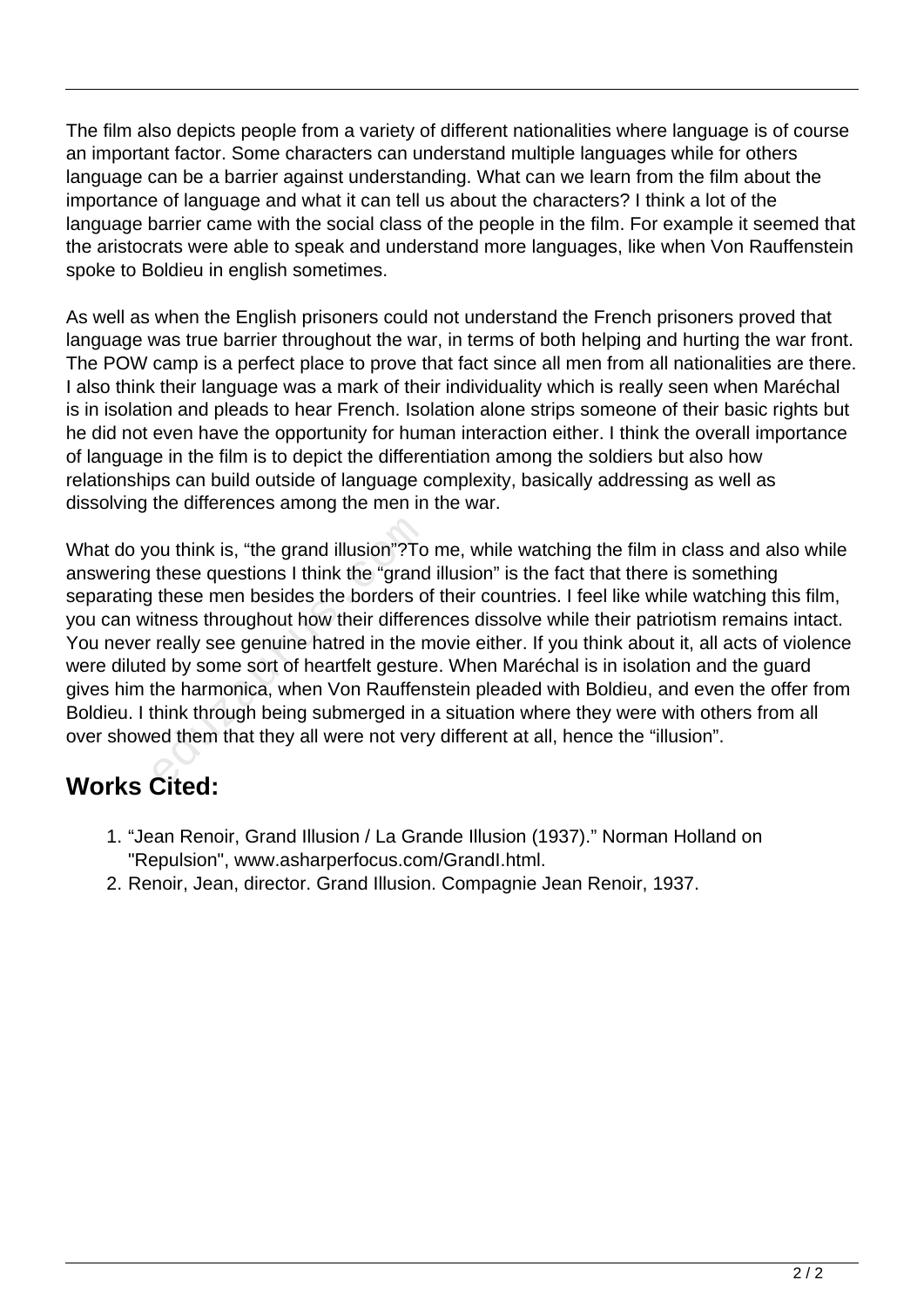The film also depicts people from a variety of different nationalities where language is of course an important factor. Some characters can understand multiple languages while for others language can be a barrier against understanding. What can we learn from the film about the importance of language and what it can tell us about the characters? I think a lot of the language barrier came with the social class of the people in the film. For example it seemed that the aristocrats were able to speak and understand more languages, like when Von Rauffenstein spoke to Boldieu in english sometimes.

As well as when the English prisoners could not understand the French prisoners proved that language was true barrier throughout the war, in terms of both helping and hurting the war front. The POW camp is a perfect place to prove that fact since all men from all nationalities are there. I also think their language was a mark of their individuality which is really seen when Maréchal is in isolation and pleads to hear French. Isolation alone strips someone of their basic rights but he did not even have the opportunity for human interaction either. I think the overall importance of language in the film is to depict the differentiation among the soldiers but also how relationships can build outside of language complexity, basically addressing as well as dissolving the differences among the men in the war.

What do you think is, "the grand illusion"?To me, while watching the film in class and also while answering these questions I think the "grand illusion" is the fact that there is something separating these men besides the borders of their countries. I feel like while watching this film, you can witness throughout how their differences dissolve while their patriotism remains intact. You never really see genuine hatred in the movie either. If you think about it, all acts of violence were diluted by some sort of heartfelt gesture. When Maréchal is in isolation and the guard gives him the harmonica, when Von Rauffenstein pleaded with Boldieu, and even the offer from Boldieu. I think through being submerged in a situation where they were with others from all over showed them that they all were not very different at all, hence the "illusion".

## Works Cited:

1. "Jean Renoir, Grand Illusion / La Grande Illusion (1937)." Norman Holland on "Repulsion", www.asharperfocus.com/GrandI.html.
2. Renoir, Jean, director. Grand Illusion. Compagnie Jean Renoir, 1937.